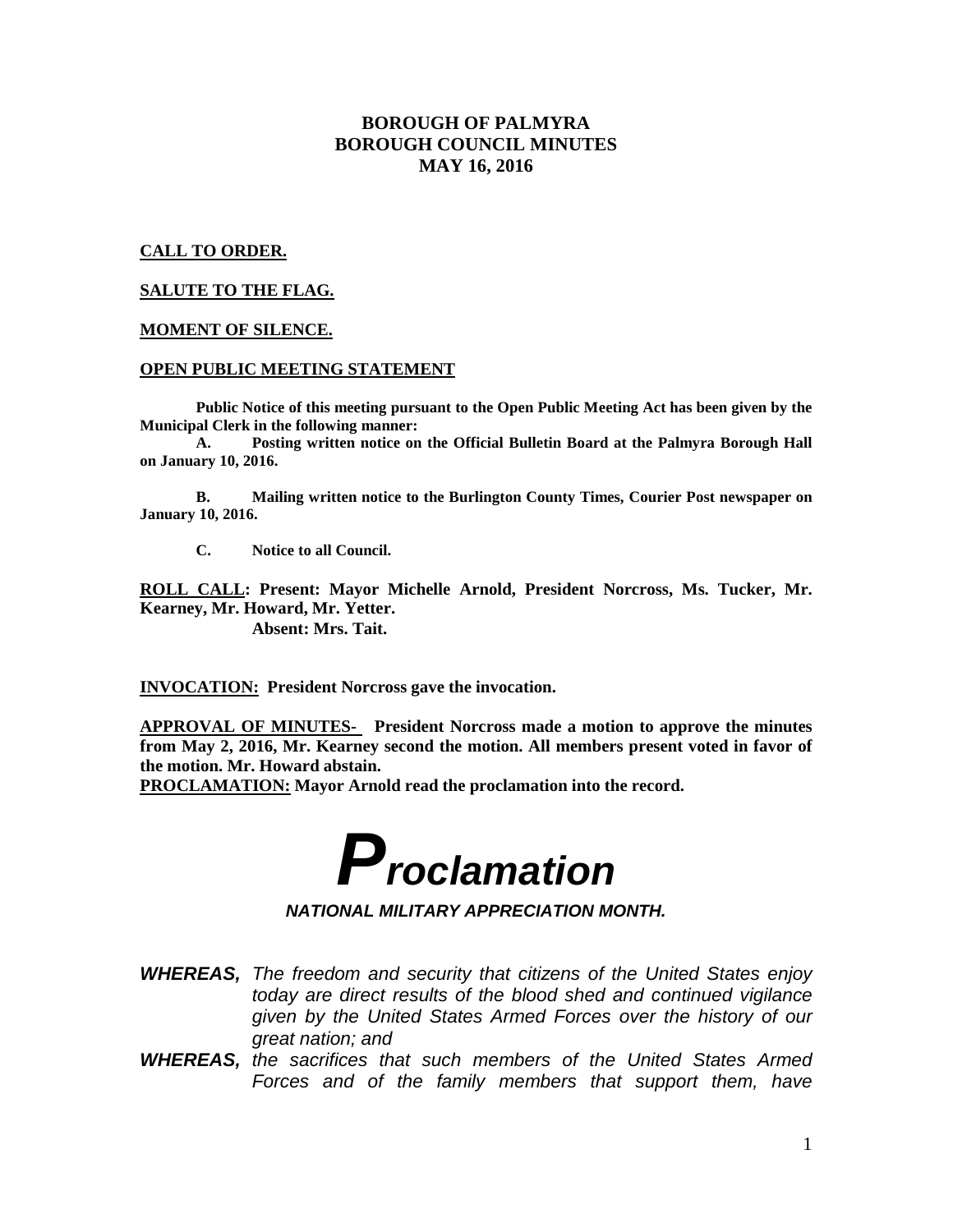# BOROUGH OF PALMYRA
# BOROUGH COUNCIL MINUTES
# MAY 16, 2016

**CALL TO ORDER.**

**SALUTE TO THE FLAG.**

**MOMENT OF SILENCE.**

**OPEN PUBLIC MEETING STATEMENT**

**Public Notice of this meeting pursuant to the Open Public Meeting Act has been given by the Municipal Clerk in the following manner:**

**A. Posting written notice on the Official Bulletin Board at the Palmyra Borough Hall on January 10, 2016.**

**B. Mailing written notice to the Burlington County Times, Courier Post newspaper on January 10, 2016.**

**C. Notice to all Council.**

**ROLL CALL: Present: Mayor Michelle Arnold, President Norcross, Ms. Tucker, Mr. Kearney, Mr. Howard, Mr. Yetter.**
**Absent: Mrs. Tait.**

**INVOCATION: President Norcross gave the invocation.**

**APPROVAL OF MINUTES- President Norcross made a motion to approve the minutes from May 2, 2016, Mr. Kearney second the motion. All members present voted in favor of the motion. Mr. Howard abstain.**

**PROCLAMATION: Mayor Arnold read the proclamation into the record.**

# *Proclamation*

***NATIONAL MILITARY APPRECIATION MONTH.***

***WHEREAS,*** *The freedom and security that citizens of the United States enjoy today are direct results of the blood shed and continued vigilance given by the United States Armed Forces over the history of our great nation; and*

***WHEREAS,*** *the sacrifices that such members of the United States Armed Forces and of the family members that support them, have*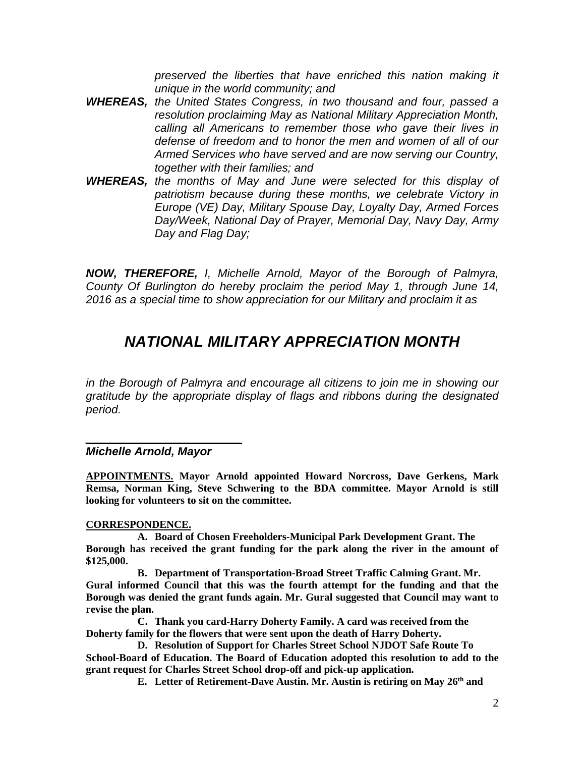*preserved the liberties that have enriched this nation making it unique in the world community; and*

***WHEREAS,*** *the United States Congress, in two thousand and four, passed a resolution proclaiming May as National Military Appreciation Month, calling all Americans to remember those who gave their lives in defense of freedom and to honor the men and women of all of our Armed Services who have served and are now serving our Country, together with their families; and*

***WHEREAS,*** *the months of May and June were selected for this display of patriotism because during these months, we celebrate Victory in Europe (VE) Day, Military Spouse Day, Loyalty Day, Armed Forces Day/Week, National Day of Prayer, Memorial Day, Navy Day, Army Day and Flag Day;*

***NOW, THEREFORE,*** *I, Michelle Arnold, Mayor of the Borough of Palmyra, County Of Burlington do hereby proclaim the period May 1, through June 14, 2016 as a special time to show appreciation for our Military and proclaim it as*

## *NATIONAL MILITARY APPRECIATION MONTH*

*in the Borough of Palmyra and encourage all citizens to join me in showing our gratitude by the appropriate display of flags and ribbons during the designated period.*

___________________________

***Michelle Arnold, Mayor***

**APPOINTMENTS. Mayor Arnold appointed Howard Norcross, Dave Gerkens, Mark Remsa, Norman King, Steve Schwering to the BDA committee. Mayor Arnold is still looking for volunteers to sit on the committee.**

**CORRESPONDENCE.**

**A. Board of Chosen Freeholders-Municipal Park Development Grant. The Borough has received the grant funding for the park along the river in the amount of $125,000.**

**B. Department of Transportation-Broad Street Traffic Calming Grant. Mr. Gural informed Council that this was the fourth attempt for the funding and that the Borough was denied the grant funds again. Mr. Gural suggested that Council may want to revise the plan.**

**C. Thank you card-Harry Doherty Family. A card was received from the Doherty family for the flowers that were sent upon the death of Harry Doherty.**

**D. Resolution of Support for Charles Street School NJDOT Safe Route To School-Board of Education. The Board of Education adopted this resolution to add to the grant request for Charles Street School drop-off and pick-up application.**

**E. Letter of Retirement-Dave Austin. Mr. Austin is retiring on May 26th and**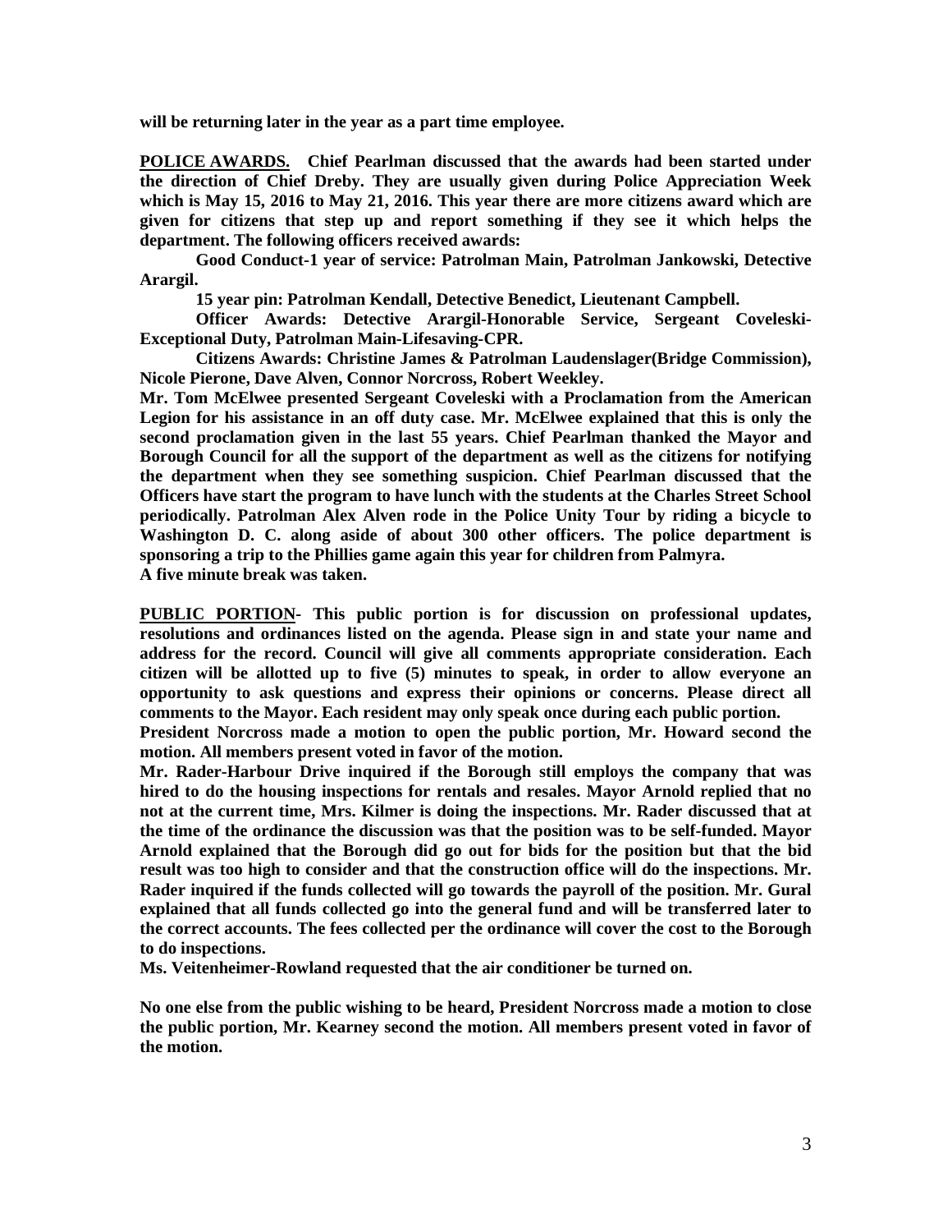**will be returning later in the year as a part time employee.**

**POLICE AWARDS. Chief Pearlman discussed that the awards had been started under the direction of Chief Dreby. They are usually given during Police Appreciation Week which is May 15, 2016 to May 21, 2016. This year there are more citizens award which are given for citizens that step up and report something if they see it which helps the department. The following officers received awards:**

**Good Conduct-1 year of service: Patrolman Main, Patrolman Jankowski, Detective Arargil.**

**15 year pin: Patrolman Kendall, Detective Benedict, Lieutenant Campbell.**

**Officer Awards: Detective Arargil-Honorable Service, Sergeant Coveleski-Exceptional Duty, Patrolman Main-Lifesaving-CPR.**

**Citizens Awards: Christine James & Patrolman Laudenslager(Bridge Commission), Nicole Pierone, Dave Alven, Connor Norcross, Robert Weekley.**

**Mr. Tom McElwee presented Sergeant Coveleski with a Proclamation from the American Legion for his assistance in an off duty case. Mr. McElwee explained that this is only the second proclamation given in the last 55 years. Chief Pearlman thanked the Mayor and Borough Council for all the support of the department as well as the citizens for notifying the department when they see something suspicion. Chief Pearlman discussed that the Officers have start the program to have lunch with the students at the Charles Street School periodically. Patrolman Alex Alven rode in the Police Unity Tour by riding a bicycle to Washington D. C. along aside of about 300 other officers. The police department is sponsoring a trip to the Phillies game again this year for children from Palmyra.**

**A five minute break was taken.**

**PUBLIC PORTION- This public portion is for discussion on professional updates, resolutions and ordinances listed on the agenda. Please sign in and state your name and address for the record. Council will give all comments appropriate consideration. Each citizen will be allotted up to five (5) minutes to speak, in order to allow everyone an opportunity to ask questions and express their opinions or concerns. Please direct all comments to the Mayor. Each resident may only speak once during each public portion.**

**President Norcross made a motion to open the public portion, Mr. Howard second the motion. All members present voted in favor of the motion.**

**Mr. Rader-Harbour Drive inquired if the Borough still employs the company that was hired to do the housing inspections for rentals and resales. Mayor Arnold replied that no not at the current time, Mrs. Kilmer is doing the inspections. Mr. Rader discussed that at the time of the ordinance the discussion was that the position was to be self-funded. Mayor Arnold explained that the Borough did go out for bids for the position but that the bid result was too high to consider and that the construction office will do the inspections. Mr. Rader inquired if the funds collected will go towards the payroll of the position. Mr. Gural explained that all funds collected go into the general fund and will be transferred later to the correct accounts. The fees collected per the ordinance will cover the cost to the Borough to do inspections.**

**Ms. Veitenheimer-Rowland requested that the air conditioner be turned on.**

**No one else from the public wishing to be heard, President Norcross made a motion to close the public portion, Mr. Kearney second the motion. All members present voted in favor of the motion.**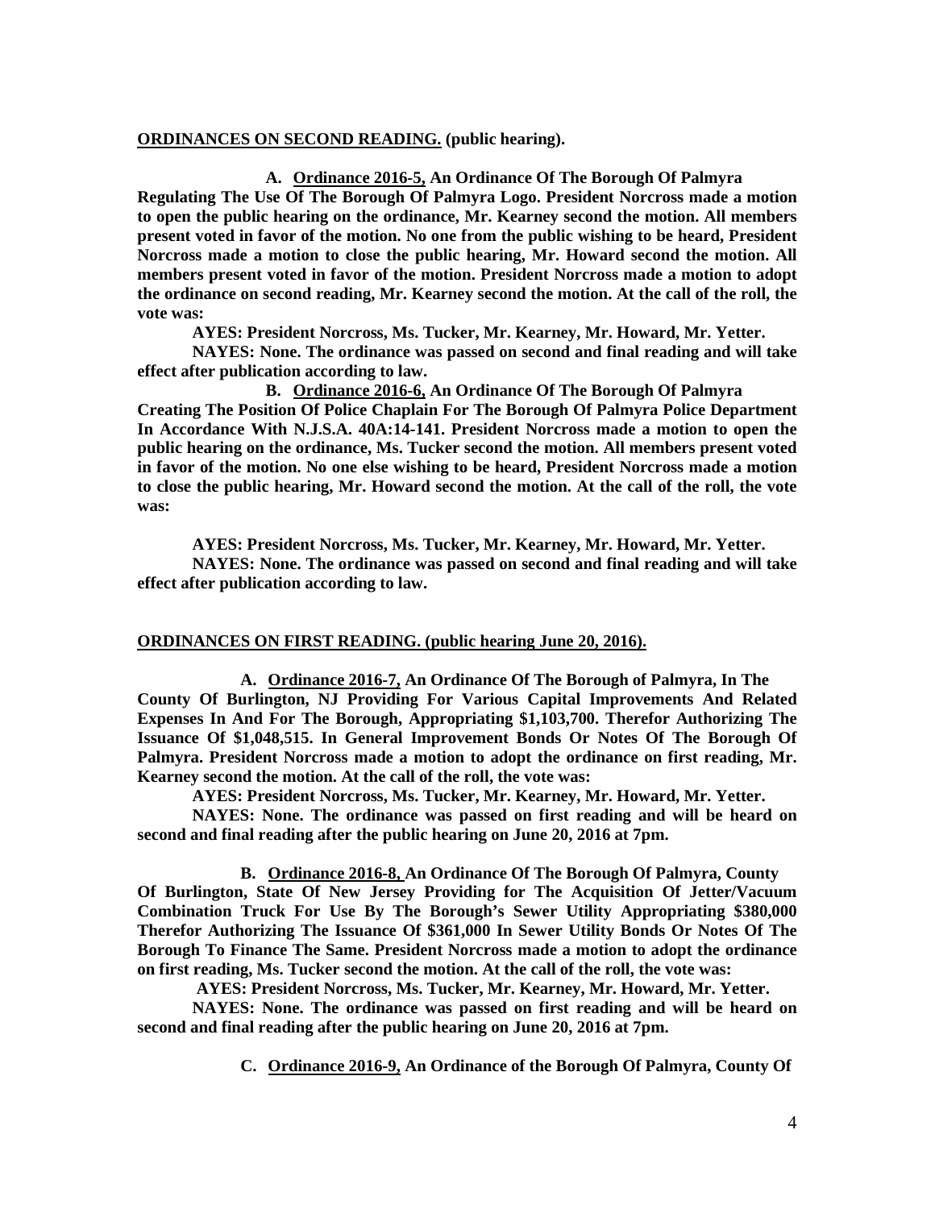**ORDINANCES ON SECOND READING. (public hearing).**

**A. Ordinance 2016-5, An Ordinance Of The Borough Of Palmyra Regulating The Use Of The Borough Of Palmyra Logo. President Norcross made a motion to open the public hearing on the ordinance, Mr. Kearney second the motion. All members present voted in favor of the motion. No one from the public wishing to be heard, President Norcross made a motion to close the public hearing, Mr. Howard second the motion. All members present voted in favor of the motion. President Norcross made a motion to adopt the ordinance on second reading, Mr. Kearney second the motion. At the call of the roll, the vote was:**

**AYES: President Norcross, Ms. Tucker, Mr. Kearney, Mr. Howard, Mr. Yetter.**

**NAYES: None. The ordinance was passed on second and final reading and will take effect after publication according to law.**

**B. Ordinance 2016-6, An Ordinance Of The Borough Of Palmyra Creating The Position Of Police Chaplain For The Borough Of Palmyra Police Department In Accordance With N.J.S.A. 40A:14-141. President Norcross made a motion to open the public hearing on the ordinance, Ms. Tucker second the motion. All members present voted in favor of the motion. No one else wishing to be heard, President Norcross made a motion to close the public hearing, Mr. Howard second the motion. At the call of the roll, the vote was:**

**AYES: President Norcross, Ms. Tucker, Mr. Kearney, Mr. Howard, Mr. Yetter.**

**NAYES: None. The ordinance was passed on second and final reading and will take effect after publication according to law.**

**ORDINANCES ON FIRST READING. (public hearing June 20, 2016).**

**A. Ordinance 2016-7, An Ordinance Of The Borough of Palmyra, In The County Of Burlington, NJ Providing For Various Capital Improvements And Related Expenses In And For The Borough, Appropriating $1,103,700. Therefor Authorizing The Issuance Of $1,048,515. In General Improvement Bonds Or Notes Of The Borough Of Palmyra. President Norcross made a motion to adopt the ordinance on first reading, Mr. Kearney second the motion. At the call of the roll, the vote was:**

**AYES: President Norcross, Ms. Tucker, Mr. Kearney, Mr. Howard, Mr. Yetter.**

**NAYES: None. The ordinance was passed on first reading and will be heard on second and final reading after the public hearing on June 20, 2016 at 7pm.**

**B. Ordinance 2016-8, An Ordinance Of The Borough Of Palmyra, County Of Burlington, State Of New Jersey Providing for The Acquisition Of Jetter/Vacuum Combination Truck For Use By The Borough's Sewer Utility Appropriating $380,000 Therefor Authorizing The Issuance Of $361,000 In Sewer Utility Bonds Or Notes Of The Borough To Finance The Same. President Norcross made a motion to adopt the ordinance on first reading, Ms. Tucker second the motion. At the call of the roll, the vote was:**

**AYES: President Norcross, Ms. Tucker, Mr. Kearney, Mr. Howard, Mr. Yetter.**

**NAYES: None. The ordinance was passed on first reading and will be heard on second and final reading after the public hearing on June 20, 2016 at 7pm.**

**C. Ordinance 2016-9, An Ordinance of the Borough Of Palmyra, County Of**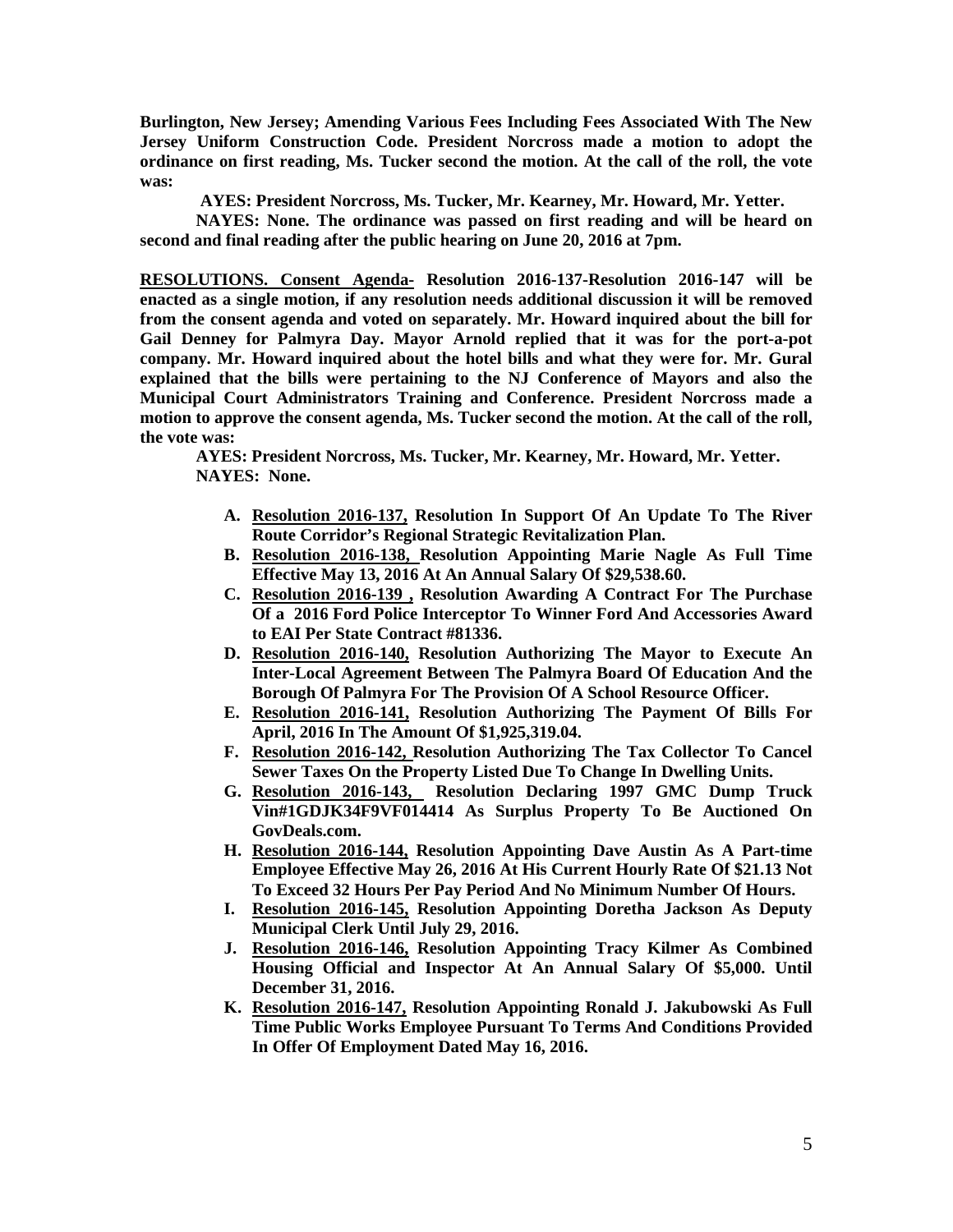**Burlington, New Jersey; Amending Various Fees Including Fees Associated With The New Jersey Uniform Construction Code. President Norcross made a motion to adopt the ordinance on first reading, Ms. Tucker second the motion. At the call of the roll, the vote was:**

**AYES: President Norcross, Ms. Tucker, Mr. Kearney, Mr. Howard, Mr. Yetter.**

**NAYES: None. The ordinance was passed on first reading and will be heard on second and final reading after the public hearing on June 20, 2016 at 7pm.**

**<u>RESOLUTIONS. Consent Agenda-</u> Resolution 2016-137-Resolution 2016-147 will be enacted as a single motion, if any resolution needs additional discussion it will be removed from the consent agenda and voted on separately. Mr. Howard inquired about the bill for Gail Denney for Palmyra Day. Mayor Arnold replied that it was for the port-a-pot company. Mr. Howard inquired about the hotel bills and what they were for. Mr. Gural explained that the bills were pertaining to the NJ Conference of Mayors and also the Municipal Court Administrators Training and Conference. President Norcross made a motion to approve the consent agenda, Ms. Tucker second the motion. At the call of the roll, the vote was:**

**AYES: President Norcross, Ms. Tucker, Mr. Kearney, Mr. Howard, Mr. Yetter.**
**NAYES: None.**

A. **<u>Resolution 2016-137,</u> Resolution In Support Of An Update To The River Route Corridor's Regional Strategic Revitalization Plan.**
B. **<u>Resolution 2016-138,</u> Resolution Appointing Marie Nagle As Full Time Effective May 13, 2016 At An Annual Salary Of $29,538.60.**
C. **<u>Resolution 2016-139 ,</u> Resolution Awarding A Contract For The Purchase Of a 2016 Ford Police Interceptor To Winner Ford And Accessories Award to EAI Per State Contract #81336.**
D. **<u>Resolution 2016-140,</u> Resolution Authorizing The Mayor to Execute An Inter-Local Agreement Between The Palmyra Board Of Education And the Borough Of Palmyra For The Provision Of A School Resource Officer.**
E. **<u>Resolution 2016-141,</u> Resolution Authorizing The Payment Of Bills For April, 2016 In The Amount Of $1,925,319.04.**
F. **<u>Resolution 2016-142,</u> Resolution Authorizing The Tax Collector To Cancel Sewer Taxes On the Property Listed Due To Change In Dwelling Units.**
G. **<u>Resolution 2016-143,</u> Resolution Declaring 1997 GMC Dump Truck Vin#1GDJK34F9VF014414 As Surplus Property To Be Auctioned On GovDeals.com.**
H. **<u>Resolution 2016-144,</u> Resolution Appointing Dave Austin As A Part-time Employee Effective May 26, 2016 At His Current Hourly Rate Of $21.13 Not To Exceed 32 Hours Per Pay Period And No Minimum Number Of Hours.**
I. **<u>Resolution 2016-145,</u> Resolution Appointing Doretha Jackson As Deputy Municipal Clerk Until July 29, 2016.**
J. **<u>Resolution 2016-146,</u> Resolution Appointing Tracy Kilmer As Combined Housing Official and Inspector At An Annual Salary Of $5,000. Until December 31, 2016.**
K. **<u>Resolution 2016-147,</u> Resolution Appointing Ronald J. Jakubowski As Full Time Public Works Employee Pursuant To Terms And Conditions Provided In Offer Of Employment Dated May 16, 2016.**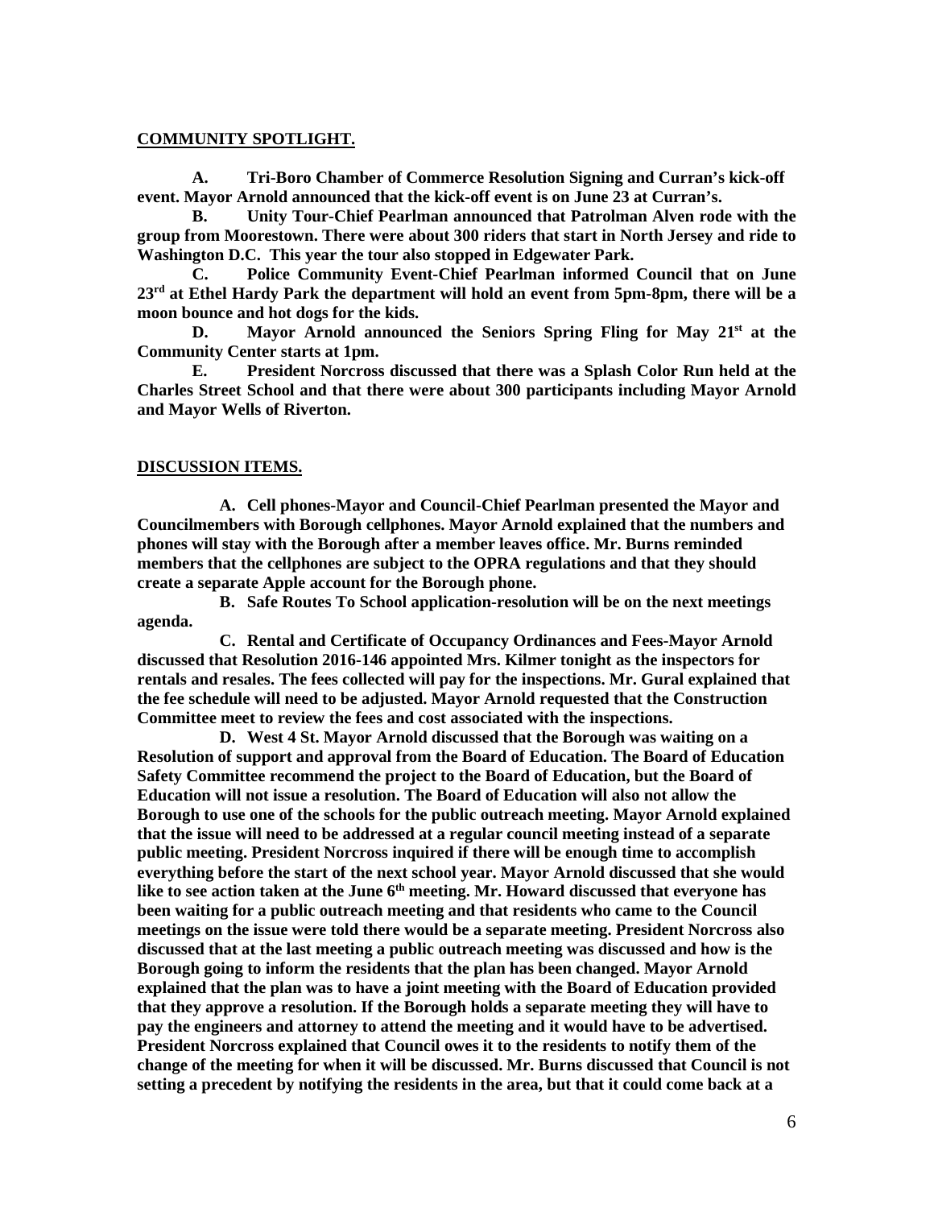**COMMUNITY SPOTLIGHT.**

**A. Tri-Boro Chamber of Commerce Resolution Signing and Curran's kick-off event. Mayor Arnold announced that the kick-off event is on June 23 at Curran's.**

**B. Unity Tour-Chief Pearlman announced that Patrolman Alven rode with the group from Moorestown. There were about 300 riders that start in North Jersey and ride to Washington D.C. This year the tour also stopped in Edgewater Park.**

**C. Police Community Event-Chief Pearlman informed Council that on June 23rd at Ethel Hardy Park the department will hold an event from 5pm-8pm, there will be a moon bounce and hot dogs for the kids.**

**D. Mayor Arnold announced the Seniors Spring Fling for May 21st at the Community Center starts at 1pm.**

**E. President Norcross discussed that there was a Splash Color Run held at the Charles Street School and that there were about 300 participants including Mayor Arnold and Mayor Wells of Riverton.**

**DISCUSSION ITEMS.**

**A. Cell phones-Mayor and Council-Chief Pearlman presented the Mayor and Councilmembers with Borough cellphones. Mayor Arnold explained that the numbers and phones will stay with the Borough after a member leaves office. Mr. Burns reminded members that the cellphones are subject to the OPRA regulations and that they should create a separate Apple account for the Borough phone.**

**B. Safe Routes To School application-resolution will be on the next meetings agenda.**

**C. Rental and Certificate of Occupancy Ordinances and Fees-Mayor Arnold discussed that Resolution 2016-146 appointed Mrs. Kilmer tonight as the inspectors for rentals and resales. The fees collected will pay for the inspections. Mr. Gural explained that the fee schedule will need to be adjusted. Mayor Arnold requested that the Construction Committee meet to review the fees and cost associated with the inspections.**

**D. West 4 St. Mayor Arnold discussed that the Borough was waiting on a Resolution of support and approval from the Board of Education. The Board of Education Safety Committee recommend the project to the Board of Education, but the Board of Education will not issue a resolution. The Board of Education will also not allow the Borough to use one of the schools for the public outreach meeting. Mayor Arnold explained that the issue will need to be addressed at a regular council meeting instead of a separate public meeting. President Norcross inquired if there will be enough time to accomplish everything before the start of the next school year. Mayor Arnold discussed that she would like to see action taken at the June 6th meeting. Mr. Howard discussed that everyone has been waiting for a public outreach meeting and that residents who came to the Council meetings on the issue were told there would be a separate meeting. President Norcross also discussed that at the last meeting a public outreach meeting was discussed and how is the Borough going to inform the residents that the plan has been changed. Mayor Arnold explained that the plan was to have a joint meeting with the Board of Education provided that they approve a resolution. If the Borough holds a separate meeting they will have to pay the engineers and attorney to attend the meeting and it would have to be advertised. President Norcross explained that Council owes it to the residents to notify them of the change of the meeting for when it will be discussed. Mr. Burns discussed that Council is not setting a precedent by notifying the residents in the area, but that it could come back at a**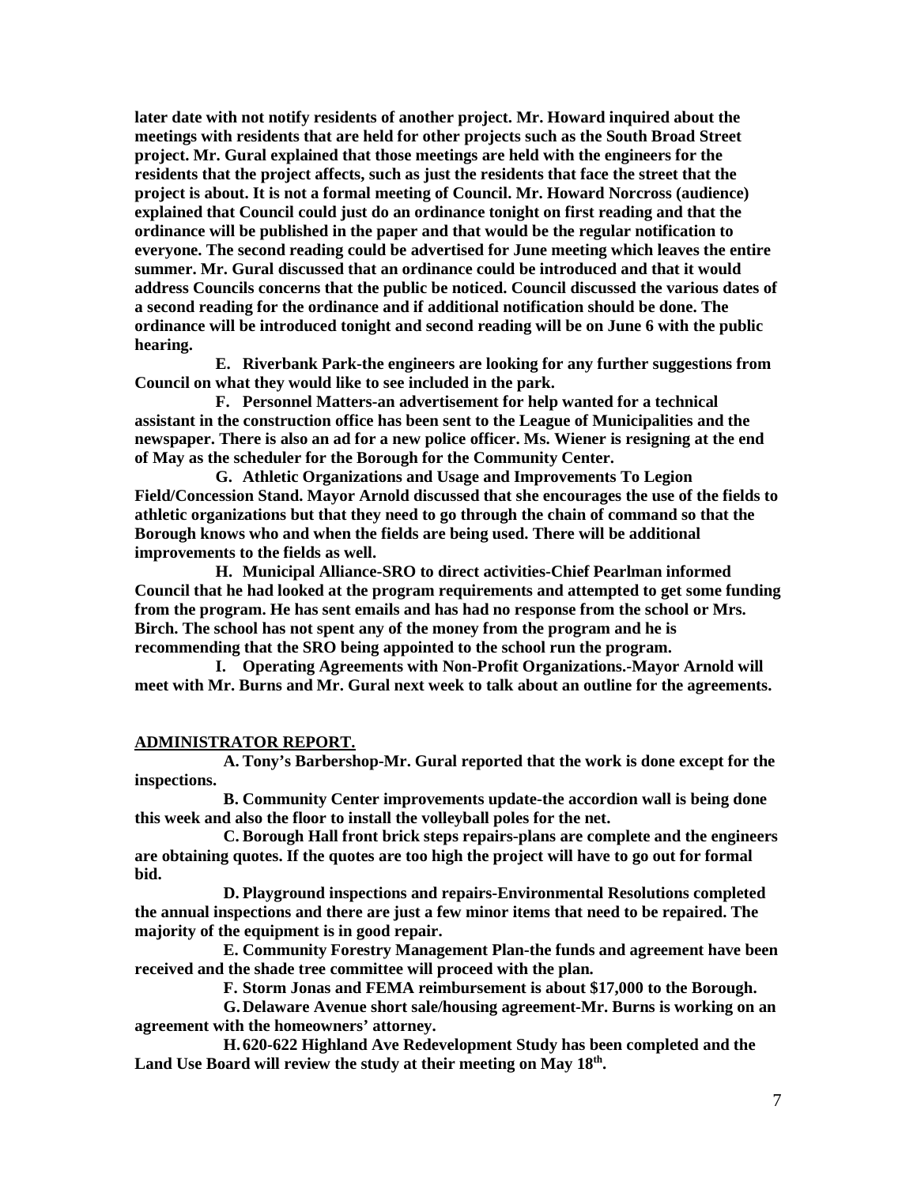**later date with not notify residents of another project. Mr. Howard inquired about the meetings with residents that are held for other projects such as the South Broad Street project. Mr. Gural explained that those meetings are held with the engineers for the residents that the project affects, such as just the residents that face the street that the project is about. It is not a formal meeting of Council. Mr. Howard Norcross (audience) explained that Council could just do an ordinance tonight on first reading and that the ordinance will be published in the paper and that would be the regular notification to everyone. The second reading could be advertised for June meeting which leaves the entire summer. Mr. Gural discussed that an ordinance could be introduced and that it would address Councils concerns that the public be noticed. Council discussed the various dates of a second reading for the ordinance and if additional notification should be done. The ordinance will be introduced tonight and second reading will be on June 6 with the public hearing.**

**E. Riverbank Park-the engineers are looking for any further suggestions from Council on what they would like to see included in the park.**

**F. Personnel Matters-an advertisement for help wanted for a technical assistant in the construction office has been sent to the League of Municipalities and the newspaper. There is also an ad for a new police officer. Ms. Wiener is resigning at the end of May as the scheduler for the Borough for the Community Center.**

**G. Athletic Organizations and Usage and Improvements To Legion Field/Concession Stand. Mayor Arnold discussed that she encourages the use of the fields to athletic organizations but that they need to go through the chain of command so that the Borough knows who and when the fields are being used. There will be additional improvements to the fields as well.**

**H. Municipal Alliance-SRO to direct activities-Chief Pearlman informed Council that he had looked at the program requirements and attempted to get some funding from the program. He has sent emails and has had no response from the school or Mrs. Birch. The school has not spent any of the money from the program and he is recommending that the SRO being appointed to the school run the program.**

**I. Operating Agreements with Non-Profit Organizations.-Mayor Arnold will meet with Mr. Burns and Mr. Gural next week to talk about an outline for the agreements.**

## ADMINISTRATOR REPORT.

**A. Tony's Barbershop-Mr. Gural reported that the work is done except for the inspections.**

**B. Community Center improvements update-the accordion wall is being done this week and also the floor to install the volleyball poles for the net.**

**C. Borough Hall front brick steps repairs-plans are complete and the engineers are obtaining quotes. If the quotes are too high the project will have to go out for formal bid.**

**D. Playground inspections and repairs-Environmental Resolutions completed the annual inspections and there are just a few minor items that need to be repaired. The majority of the equipment is in good repair.**

**E. Community Forestry Management Plan-the funds and agreement have been received and the shade tree committee will proceed with the plan.**

**F. Storm Jonas and FEMA reimbursement is about $17,000 to the Borough.**

**G. Delaware Avenue short sale/housing agreement-Mr. Burns is working on an agreement with the homeowners' attorney.**

**H. 620-622 Highland Ave Redevelopment Study has been completed and the Land Use Board will review the study at their meeting on May 18th.**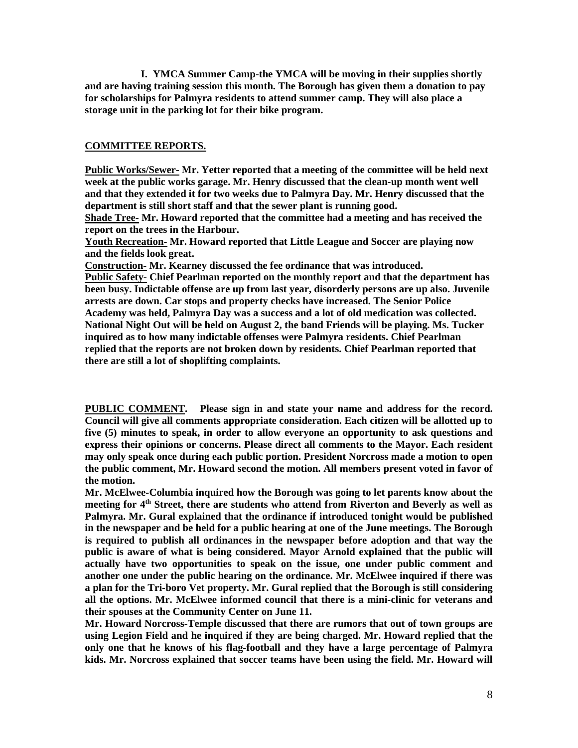**I. YMCA Summer Camp-the YMCA will be moving in their supplies shortly and are having training session this month. The Borough has given them a donation to pay for scholarships for Palmyra residents to attend summer camp. They will also place a storage unit in the parking lot for their bike program.**

**COMMITTEE REPORTS.**

**Public Works/Sewer- Mr. Yetter reported that a meeting of the committee will be held next week at the public works garage. Mr. Henry discussed that the clean-up month went well and that they extended it for two weeks due to Palmyra Day. Mr. Henry discussed that the department is still short staff and that the sewer plant is running good.**

**Shade Tree- Mr. Howard reported that the committee had a meeting and has received the report on the trees in the Harbour.**

**Youth Recreation- Mr. Howard reported that Little League and Soccer are playing now and the fields look great.**

**Construction- Mr. Kearney discussed the fee ordinance that was introduced.**

**Public Safety- Chief Pearlman reported on the monthly report and that the department has been busy. Indictable offense are up from last year, disorderly persons are up also. Juvenile arrests are down. Car stops and property checks have increased. The Senior Police Academy was held, Palmyra Day was a success and a lot of old medication was collected. National Night Out will be held on August 2, the band Friends will be playing. Ms. Tucker inquired as to how many indictable offenses were Palmyra residents. Chief Pearlman replied that the reports are not broken down by residents. Chief Pearlman reported that there are still a lot of shoplifting complaints.**

**PUBLIC COMMENT. Please sign in and state your name and address for the record. Council will give all comments appropriate consideration. Each citizen will be allotted up to five (5) minutes to speak, in order to allow everyone an opportunity to ask questions and express their opinions or concerns. Please direct all comments to the Mayor. Each resident may only speak once during each public portion. President Norcross made a motion to open the public comment, Mr. Howard second the motion. All members present voted in favor of the motion.**

**Mr. McElwee-Columbia inquired how the Borough was going to let parents know about the meeting for 4th Street, there are students who attend from Riverton and Beverly as well as Palmyra. Mr. Gural explained that the ordinance if introduced tonight would be published in the newspaper and be held for a public hearing at one of the June meetings. The Borough is required to publish all ordinances in the newspaper before adoption and that way the public is aware of what is being considered. Mayor Arnold explained that the public will actually have two opportunities to speak on the issue, one under public comment and another one under the public hearing on the ordinance. Mr. McElwee inquired if there was a plan for the Tri-boro Vet property. Mr. Gural replied that the Borough is still considering all the options. Mr. McElwee informed council that there is a mini-clinic for veterans and their spouses at the Community Center on June 11.**

**Mr. Howard Norcross-Temple discussed that there are rumors that out of town groups are using Legion Field and he inquired if they are being charged. Mr. Howard replied that the only one that he knows of his flag-football and they have a large percentage of Palmyra kids. Mr. Norcross explained that soccer teams have been using the field. Mr. Howard will**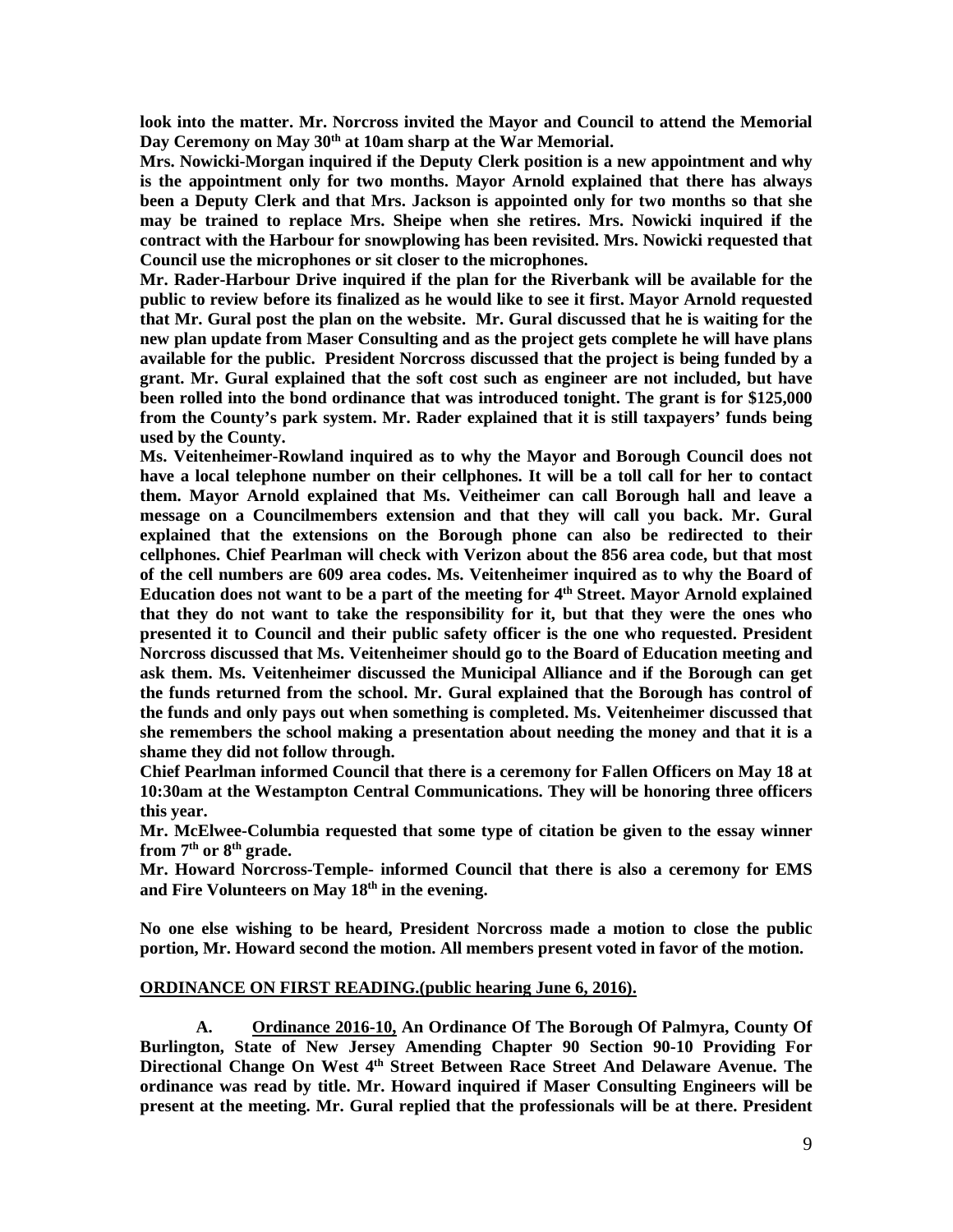**look into the matter. Mr. Norcross invited the Mayor and Council to attend the Memorial Day Ceremony on May 30th at 10am sharp at the War Memorial.**

**Mrs. Nowicki-Morgan inquired if the Deputy Clerk position is a new appointment and why is the appointment only for two months. Mayor Arnold explained that there has always been a Deputy Clerk and that Mrs. Jackson is appointed only for two months so that she may be trained to replace Mrs. Sheipe when she retires. Mrs. Nowicki inquired if the contract with the Harbour for snowplowing has been revisited. Mrs. Nowicki requested that Council use the microphones or sit closer to the microphones.**

**Mr. Rader-Harbour Drive inquired if the plan for the Riverbank will be available for the public to review before its finalized as he would like to see it first. Mayor Arnold requested that Mr. Gural post the plan on the website. Mr. Gural discussed that he is waiting for the new plan update from Maser Consulting and as the project gets complete he will have plans available for the public. President Norcross discussed that the project is being funded by a grant. Mr. Gural explained that the soft cost such as engineer are not included, but have been rolled into the bond ordinance that was introduced tonight. The grant is for $125,000 from the County's park system. Mr. Rader explained that it is still taxpayers' funds being used by the County.**

**Ms. Veitenheimer-Rowland inquired as to why the Mayor and Borough Council does not have a local telephone number on their cellphones. It will be a toll call for her to contact them. Mayor Arnold explained that Ms. Veitheimer can call Borough hall and leave a message on a Councilmembers extension and that they will call you back. Mr. Gural explained that the extensions on the Borough phone can also be redirected to their cellphones. Chief Pearlman will check with Verizon about the 856 area code, but that most of the cell numbers are 609 area codes. Ms. Veitenheimer inquired as to why the Board of Education does not want to be a part of the meeting for 4th Street. Mayor Arnold explained that they do not want to take the responsibility for it, but that they were the ones who presented it to Council and their public safety officer is the one who requested. President Norcross discussed that Ms. Veitenheimer should go to the Board of Education meeting and ask them. Ms. Veitenheimer discussed the Municipal Alliance and if the Borough can get the funds returned from the school. Mr. Gural explained that the Borough has control of the funds and only pays out when something is completed. Ms. Veitenheimer discussed that she remembers the school making a presentation about needing the money and that it is a shame they did not follow through.**

**Chief Pearlman informed Council that there is a ceremony for Fallen Officers on May 18 at 10:30am at the Westampton Central Communications. They will be honoring three officers this year.**

**Mr. McElwee-Columbia requested that some type of citation be given to the essay winner from 7th or 8th grade.**

**Mr. Howard Norcross-Temple- informed Council that there is also a ceremony for EMS and Fire Volunteers on May 18th in the evening.**

**No one else wishing to be heard, President Norcross made a motion to close the public portion, Mr. Howard second the motion. All members present voted in favor of the motion.**

**<u>ORDINANCE ON FIRST READING.(public hearing June 6, 2016).</u>**

**A. <u>Ordinance 2016-10,</u> An Ordinance Of The Borough Of Palmyra, County Of Burlington, State of New Jersey Amending Chapter 90 Section 90-10 Providing For Directional Change On West 4th Street Between Race Street And Delaware Avenue. The ordinance was read by title. Mr. Howard inquired if Maser Consulting Engineers will be present at the meeting. Mr. Gural replied that the professionals will be at there. President**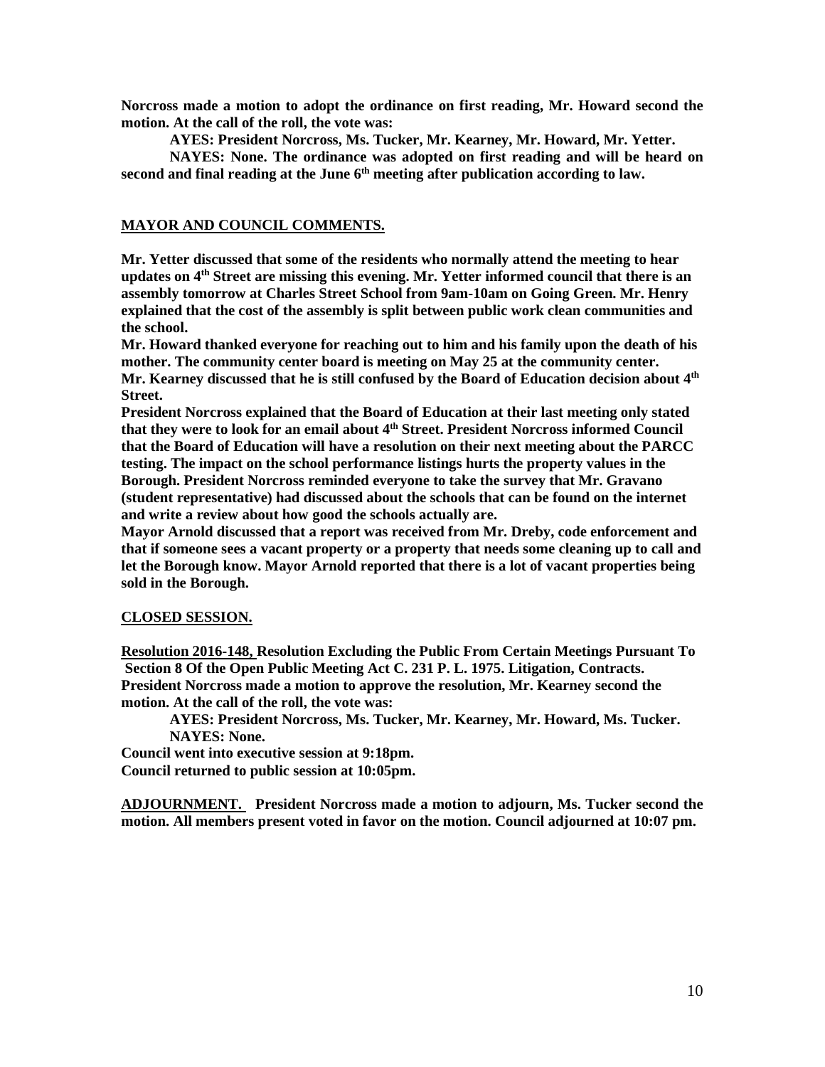**Norcross made a motion to adopt the ordinance on first reading, Mr. Howard second the motion. At the call of the roll, the vote was:**

**AYES: President Norcross, Ms. Tucker, Mr. Kearney, Mr. Howard, Mr. Yetter.**

**NAYES: None. The ordinance was adopted on first reading and will be heard on second and final reading at the June 6th meeting after publication according to law.**

**MAYOR AND COUNCIL COMMENTS.**

**Mr. Yetter discussed that some of the residents who normally attend the meeting to hear updates on 4th Street are missing this evening. Mr. Yetter informed council that there is an assembly tomorrow at Charles Street School from 9am-10am on Going Green. Mr. Henry explained that the cost of the assembly is split between public work clean communities and the school.**

**Mr. Howard thanked everyone for reaching out to him and his family upon the death of his mother. The community center board is meeting on May 25 at the community center.**

**Mr. Kearney discussed that he is still confused by the Board of Education decision about 4th Street.**

**President Norcross explained that the Board of Education at their last meeting only stated that they were to look for an email about 4th Street. President Norcross informed Council that the Board of Education will have a resolution on their next meeting about the PARCC testing. The impact on the school performance listings hurts the property values in the Borough. President Norcross reminded everyone to take the survey that Mr. Gravano (student representative) had discussed about the schools that can be found on the internet and write a review about how good the schools actually are.**

**Mayor Arnold discussed that a report was received from Mr. Dreby, code enforcement and that if someone sees a vacant property or a property that needs some cleaning up to call and let the Borough know. Mayor Arnold reported that there is a lot of vacant properties being sold in the Borough.**

**CLOSED SESSION.**

**Resolution 2016-148, Resolution Excluding the Public From Certain Meetings Pursuant To Section 8 Of the Open Public Meeting Act C. 231 P. L. 1975. Litigation, Contracts. President Norcross made a motion to approve the resolution, Mr. Kearney second the motion. At the call of the roll, the vote was:**

**AYES: President Norcross, Ms. Tucker, Mr. Kearney, Mr. Howard, Ms. Tucker.**

**NAYES: None.**

**Council went into executive session at 9:18pm.**

**Council returned to public session at 10:05pm.**

**ADJOURNMENT. President Norcross made a motion to adjourn, Ms. Tucker second the motion. All members present voted in favor on the motion. Council adjourned at 10:07 pm.**